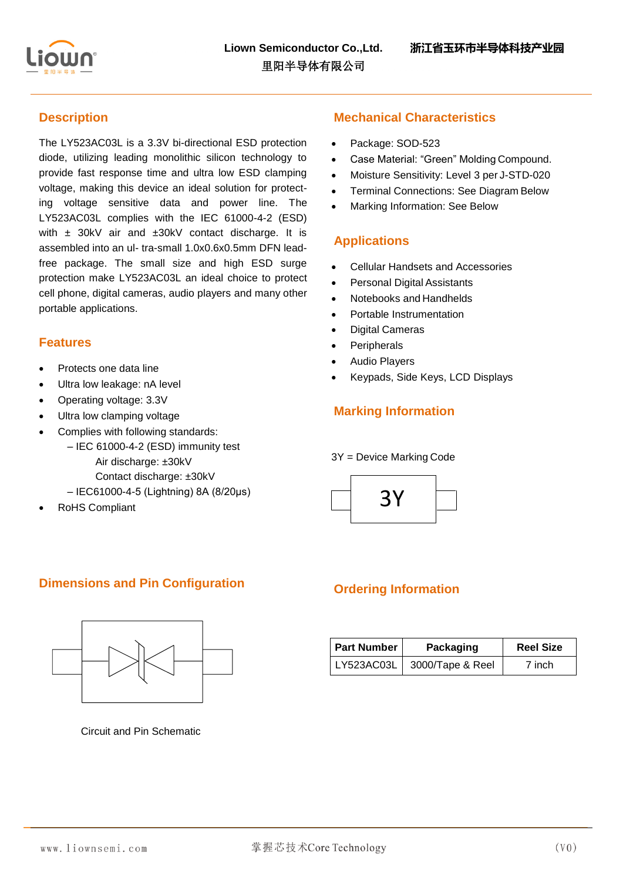Liown Semiconductor Co.,Ltd. 浙江省玉环市半导体科技产业园
里阳半导体有限公司

## Description

The LY523AC03L is a 3.3V bi-directional ESD protection diode, utilizing leading monolithic silicon technology to provide fast response time and ultra low ESD clamping voltage, making this device an ideal solution for protect- ing voltage sensitive data and power line. The LY523AC03L complies with the IEC 61000-4-2 (ESD) with ± 30kV air and ±30kV contact discharge. It is assembled into an ul- tra-small 1.0x0.6x0.5mm DFN lead-free package. The small size and high ESD surge protection make LY523AC03L an ideal choice to protect cell phone, digital cameras, audio players and many other portable applications.

## Features

- Protects one data line
- Ultra low leakage: nA level
- Operating voltage: 3.3V
- Ultra low clamping voltage
- Complies with following standards:
  – IEC 61000-4-2 (ESD) immunity test
    Air discharge: ±30kV
    Contact discharge: ±30kV
  – IEC61000-4-5 (Lightning) 8A (8/20μs)
- RoHS Compliant

## Mechanical Characteristics

- Package: SOD-523
- Case Material: "Green" Molding Compound.
- Moisture Sensitivity: Level 3 per J-STD-020
- Terminal Connections: See Diagram Below
- Marking Information: See Below

## Applications

- Cellular Handsets and Accessories
- Personal Digital Assistants
- Notebooks and Handhelds
- Portable Instrumentation
- Digital Cameras
- Peripherals
- Audio Players
- Keypads, Side Keys, LCD Displays

## Marking Information

3Y = Device Marking Code

3Y

## Dimensions and Pin Configuration

Circuit and Pin Schematic

## Ordering Information

| Part Number | Packaging | Reel Size |
|---|---|---|
| LY523AC03L | 3000/Tape & Reel | 7 inch |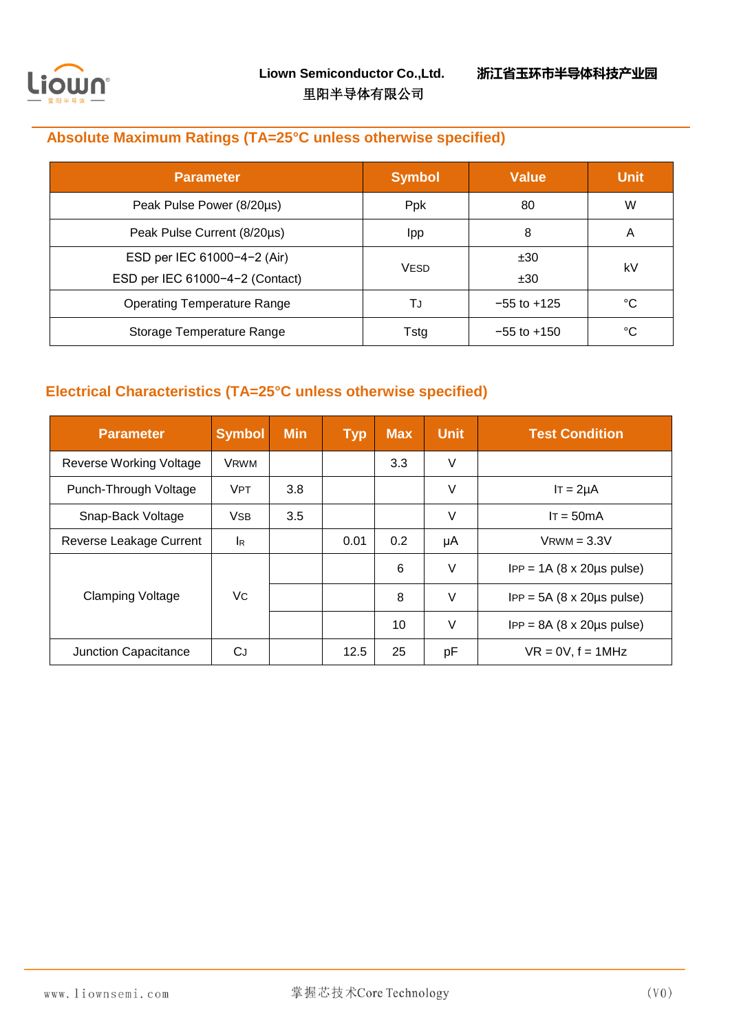## Absolute Maximum Ratings (TA=25°C unless otherwise specified)

| Parameter | Symbol | Value | Unit |
|---|---|---|---|
| Peak Pulse Power (8/20μs) | Ppk | 80 | W |
| Peak Pulse Current (8/20μs) | Ipp | 8 | A |
| ESD per IEC 61000−4−2 (Air)<br>ESD per IEC 61000−4−2 (Contact) | $V_{ESD}$ | ±30<br>±30 | kV |
| Operating Temperature Range | $T_J$ | −55 to +125 | °C |
| Storage Temperature Range | Tstg | −55 to +150 | °C |

## Electrical Characteristics (TA=25°C unless otherwise specified)

| Parameter | Symbol | Min | Typ | Max | Unit | Test Condition |
|---|---|---|---|---|---|---|
| Reverse Working Voltage | $V_{RWM}$ | | | 3.3 | V | |
| Punch-Through Voltage | $V_{PT}$ | 3.8 | | | V | $I_T$ = 2μA |
| Snap-Back Voltage | $V_{SB}$ | 3.5 | | | V | $I_T$ = 50mA |
| Reverse Leakage Current | $I_R$ | | 0.01 | 0.2 | μA | $V_{RWM}$ = 3.3V |
| Clamping Voltage | $V_C$ | | | 6 | V | $I_{PP}$ = 1A (8 x 20μs pulse) |
| | | | | 8 | V | $I_{PP}$ = 5A (8 x 20μs pulse) |
| | | | | 10 | V | $I_{PP}$ = 8A (8 x 20μs pulse) |
| Junction Capacitance | $C_J$ | | 12.5 | 25 | pF | VR = 0V, f = 1MHz |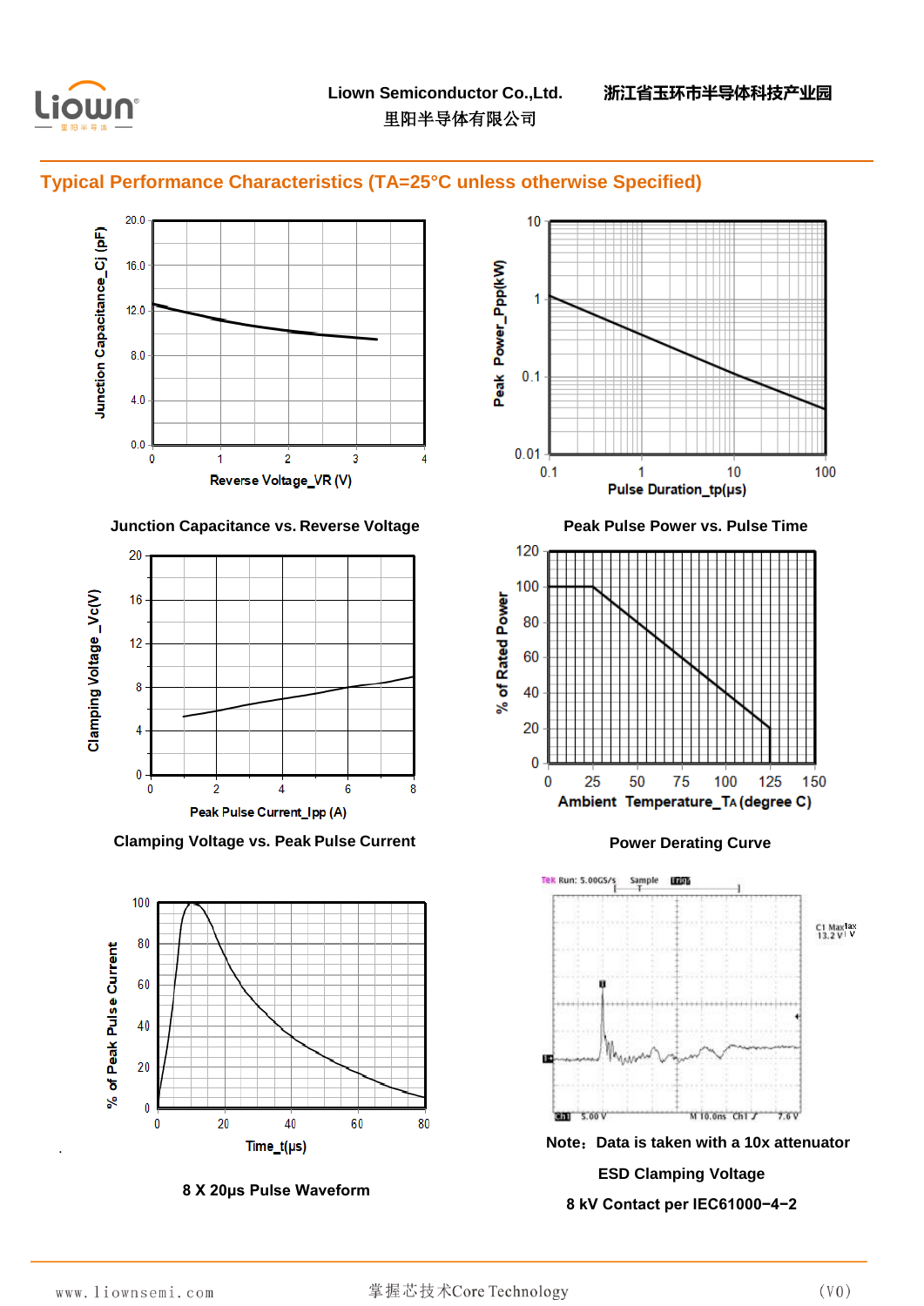## Typical Performance Characteristics (TA=25°C unless otherwise Specified)

Junction Capacitance vs. Reverse Voltage

Peak Pulse Power vs. Pulse Time

Clamping Voltage vs. Peak Pulse Current

Power Derating Curve

8 X 20μs Pulse Waveform

Note：Data is taken with a 10x attenuator

ESD Clamping Voltage

8 kV Contact per IEC61000−4−2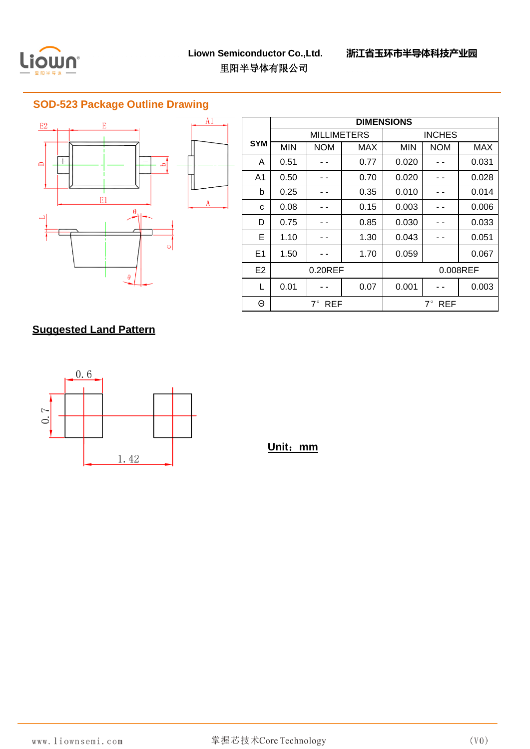## SOD-523 Package Outline Drawing

E2 E A1 D b E1 A L θ c θ

| SYM | DIMENSIONS | | | | | |
|---|---|---|---|---|---|---|
| | MILLIMETERS | | | INCHES | | |
| | MIN | NOM | MAX | MIN | NOM | MAX |
| A | 0.51 | - - | 0.77 | 0.020 | - - | 0.031 |
| A1 | 0.50 | - - | 0.70 | 0.020 | - - | 0.028 |
| b | 0.25 | - - | 0.35 | 0.010 | - - | 0.014 |
| c | 0.08 | - - | 0.15 | 0.003 | - - | 0.006 |
| D | 0.75 | - - | 0.85 | 0.030 | - - | 0.033 |
| E | 1.10 | - - | 1.30 | 0.043 | - - | 0.051 |
| E1 | 1.50 | - - | 1.70 | 0.059 | | 0.067 |
| E2 | | 0.20REF | | | 0.008REF | |
| L | 0.01 | - - | 0.07 | 0.001 | - - | 0.003 |
| Θ | | 7° REF | | | 7° REF | |

## Suggested Land Pattern

0.6

0.7

1.42

**Unit：mm**